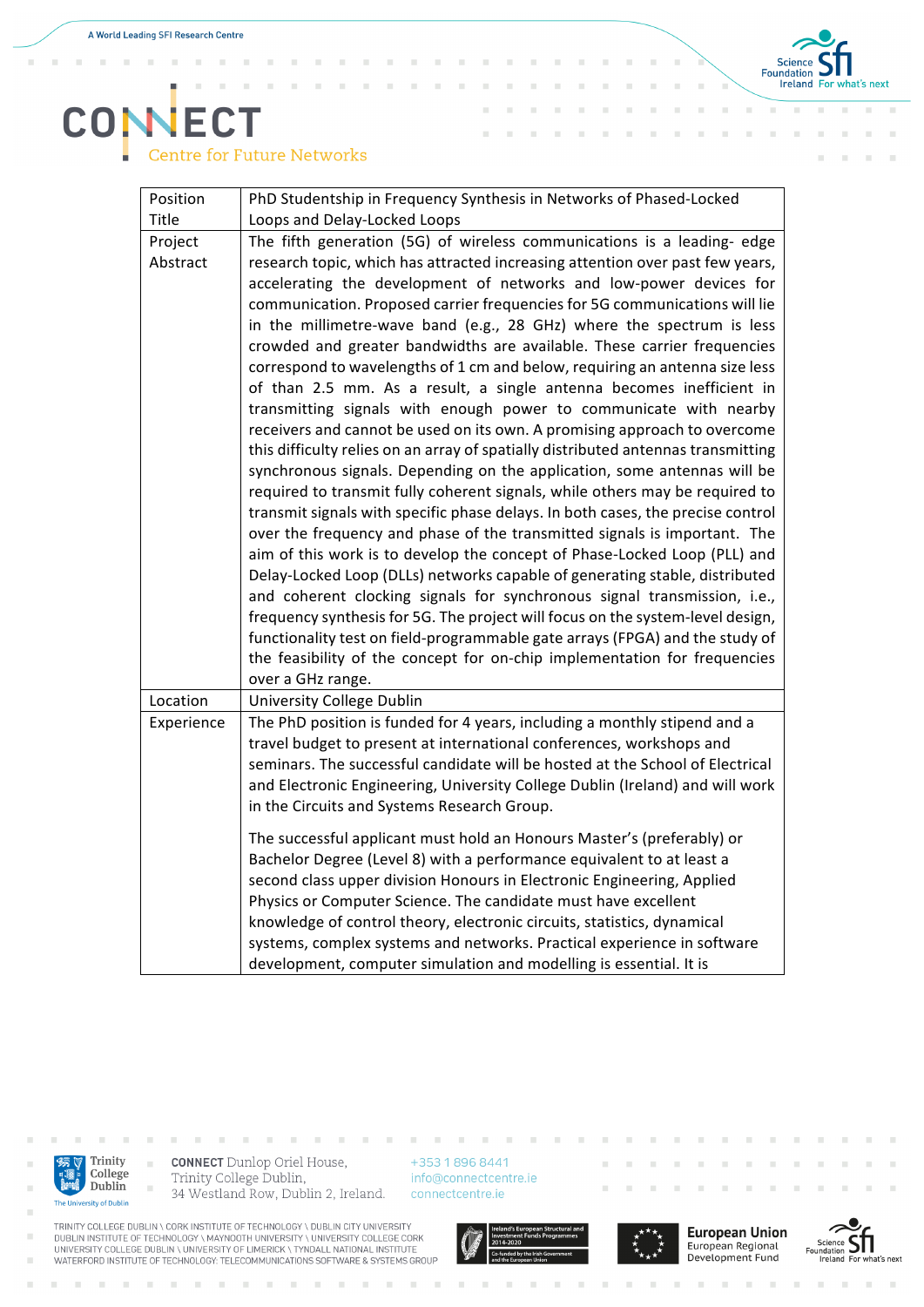# CONNECT
Centre for Future Networks

| Position Title | PhD Studentship in Frequency Synthesis in Networks of Phased-Locked Loops and Delay-Locked Loops |
| --- | --- |
| Project Abstract | The fifth generation (5G) of wireless communications is a leading- edge research topic, which has attracted increasing attention over past few years, accelerating the development of networks and low-power devices for communication. Proposed carrier frequencies for 5G communications will lie in the millimetre-wave band (e.g., 28 GHz) where the spectrum is less crowded and greater bandwidths are available. These carrier frequencies correspond to wavelengths of 1 cm and below, requiring an antenna size less of than 2.5 mm. As a result, a single antenna becomes inefficient in transmitting signals with enough power to communicate with nearby receivers and cannot be used on its own. A promising approach to overcome this difficulty relies on an array of spatially distributed antennas transmitting synchronous signals. Depending on the application, some antennas will be required to transmit fully coherent signals, while others may be required to transmit signals with specific phase delays. In both cases, the precise control over the frequency and phase of the transmitted signals is important. The aim of this work is to develop the concept of Phase-Locked Loop (PLL) and Delay-Locked Loop (DLLs) networks capable of generating stable, distributed and coherent clocking signals for synchronous signal transmission, i.e., frequency synthesis for 5G. The project will focus on the system-level design, functionality test on field-programmable gate arrays (FPGA) and the study of the feasibility of the concept for on-chip implementation for frequencies over a GHz range. |
| Location | University College Dublin |
| Experience | The PhD position is funded for 4 years, including a monthly stipend and a travel budget to present at international conferences, workshops and seminars. The successful candidate will be hosted at the School of Electrical and Electronic Engineering, University College Dublin (Ireland) and will work in the Circuits and Systems Research Group.<br><br>The successful applicant must hold an Honours Master's (preferably) or Bachelor Degree (Level 8) with a performance equivalent to at least a second class upper division Honours in Electronic Engineering, Applied Physics or Computer Science. The candidate must have excellent knowledge of control theory, electronic circuits, statistics, dynamical systems, complex systems and networks. Practical experience in software development, computer simulation and modelling is essential. It is |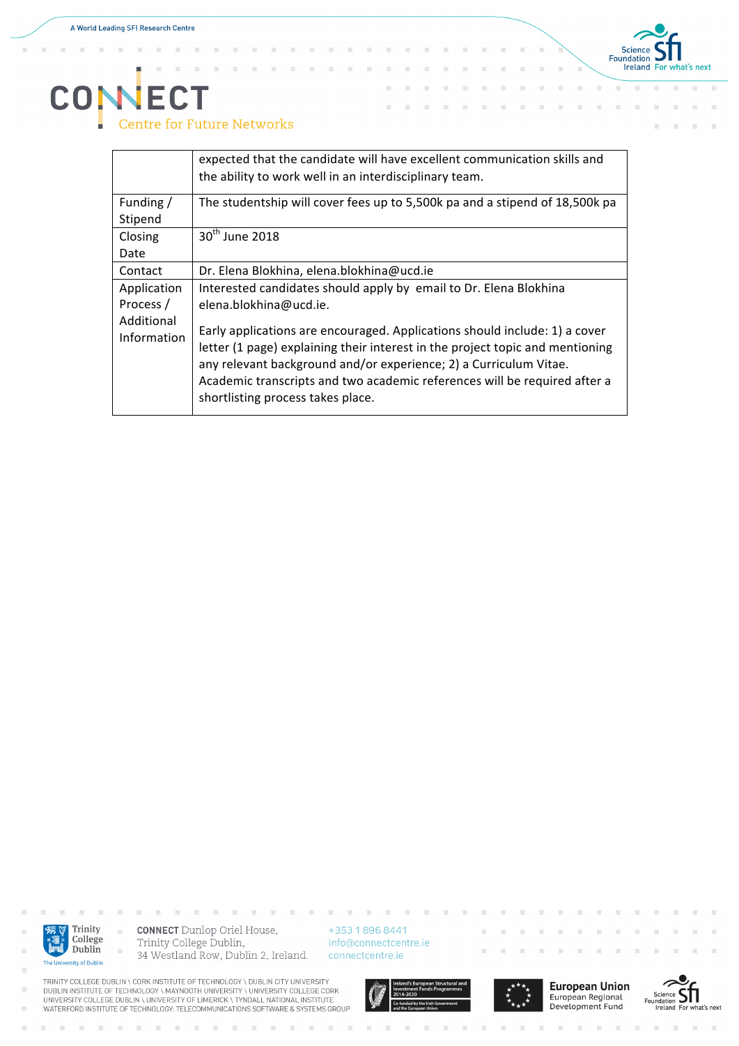| | |
|---|---|
| | expected that the candidate will have excellent communication skills and the ability to work well in an interdisciplinary team. |
| Funding / Stipend | The studentship will cover fees up to 5,500k pa and a stipend of 18,500k pa |
| Closing Date | 30th June 2018 |
| Contact | Dr. Elena Blokhina, elena.blokhina@ucd.ie |
| Application Process / Additional Information | Interested candidates should apply by email to Dr. Elena Blokhina elena.blokhina@ucd.ie. <br><br> Early applications are encouraged. Applications should include: 1) a cover letter (1 page) explaining their interest in the project topic and mentioning any relevant background and/or experience; 2) a Curriculum Vitae. Academic transcripts and two academic references will be required after a shortlisting process takes place. |